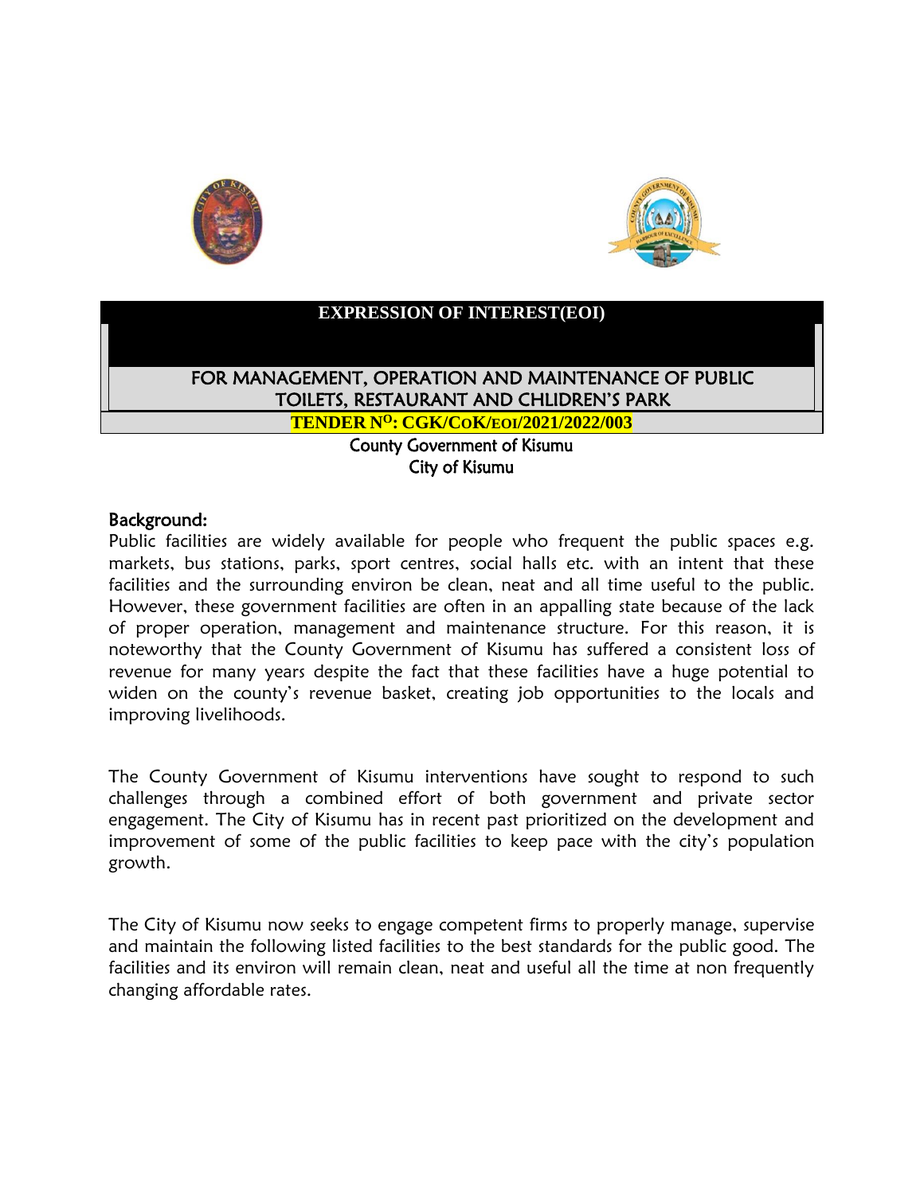# EXPRESSION OF INTEREST(EOI)

## FOR MANAGEMENT, OPERATION AND MAINTENANCE OF PUBLIC TOILETS, RESTAURANT AND CHLIDREN'S PARK

**TENDER N$^{O}$: CGK/CoK/EOI/2021/2022/003**

County Government of Kisumu
City of Kisumu

### Background:

Public facilities are widely available for people who frequent the public spaces e.g. markets, bus stations, parks, sport centres, social halls etc. with an intent that these facilities and the surrounding environ be clean, neat and all time useful to the public. However, these government facilities are often in an appalling state because of the lack of proper operation, management and maintenance structure. For this reason, it is noteworthy that the County Government of Kisumu has suffered a consistent loss of revenue for many years despite the fact that these facilities have a huge potential to widen on the county's revenue basket, creating job opportunities to the locals and improving livelihoods.

The County Government of Kisumu interventions have sought to respond to such challenges through a combined effort of both government and private sector engagement. The City of Kisumu has in recent past prioritized on the development and improvement of some of the public facilities to keep pace with the city's population growth.

The City of Kisumu now seeks to engage competent firms to properly manage, supervise and maintain the following listed facilities to the best standards for the public good. The facilities and its environ will remain clean, neat and useful all the time at non frequently changing affordable rates.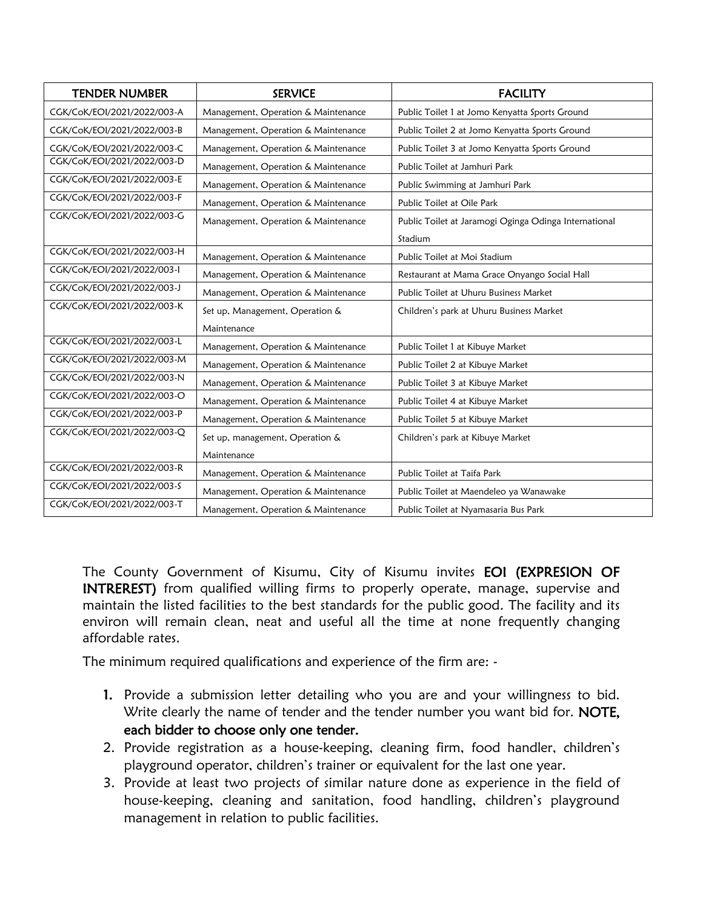| TENDER NUMBER | SERVICE | FACILITY |
| --- | --- | --- |
| CGK/CoK/EOI/2021/2022/003-A | Management, Operation & Maintenance | Public Toilet 1 at Jomo Kenyatta Sports Ground |
| CGK/CoK/EOI/2021/2022/003-B | Management, Operation & Maintenance | Public Toilet 2 at Jomo Kenyatta Sports Ground |
| CGK/CoK/EOI/2021/2022/003-C | Management, Operation & Maintenance | Public Toilet 3 at Jomo Kenyatta Sports Ground |
| CGK/CoK/EOI/2021/2022/003-D | Management, Operation & Maintenance | Public Toilet at Jamhuri Park |
| CGK/CoK/EOI/2021/2022/003-E | Management, Operation & Maintenance | Public Swimming at Jamhuri Park |
| CGK/CoK/EOI/2021/2022/003-F | Management, Operation & Maintenance | Public Toilet at Oile Park |
| CGK/CoK/EOI/2021/2022/003-G | Management, Operation & Maintenance | Public Toilet at Jaramogi Oginga Odinga International Stadium |
| CGK/CoK/EOI/2021/2022/003-H | Management, Operation & Maintenance | Public Toilet at Moi Stadium |
| CGK/CoK/EOI/2021/2022/003-I | Management, Operation & Maintenance | Restaurant at Mama Grace Onyango Social Hall |
| CGK/CoK/EOI/2021/2022/003-J | Management, Operation & Maintenance | Public Toilet at Uhuru Business Market |
| CGK/CoK/EOI/2021/2022/003-K | Set up, Management, Operation & Maintenance | Children's park at Uhuru Business Market |
| CGK/CoK/EOI/2021/2022/003-L | Management, Operation & Maintenance | Public Toilet 1 at Kibuye Market |
| CGK/CoK/EOI/2021/2022/003-M | Management, Operation & Maintenance | Public Toilet 2 at Kibuye Market |
| CGK/CoK/EOI/2021/2022/003-N | Management, Operation & Maintenance | Public Toilet 3 at Kibuye Market |
| CGK/CoK/EOI/2021/2022/003-O | Management, Operation & Maintenance | Public Toilet 4 at Kibuye Market |
| CGK/CoK/EOI/2021/2022/003-P | Management, Operation & Maintenance | Public Toilet 5 at Kibuye Market |
| CGK/CoK/EOI/2021/2022/003-Q | Set up, management, Operation & Maintenance | Children's park at Kibuye Market |
| CGK/CoK/EOI/2021/2022/003-R | Management, Operation & Maintenance | Public Toilet at Taifa Park |
| CGK/CoK/EOI/2021/2022/003-S | Management, Operation & Maintenance | Public Toilet at Maendeleo ya Wanawake |
| CGK/CoK/EOI/2021/2022/003-T | Management, Operation & Maintenance | Public Toilet at Nyamasaria Bus Park |

The County Government of Kisumu, City of Kisumu invites **EOI (EXPRESION OF INTREREST)** from qualified willing firms to properly operate, manage, supervise and maintain the listed facilities to the best standards for the public good. The facility and its environ will remain clean, neat and useful all the time at none frequently changing affordable rates.

The minimum required qualifications and experience of the firm are: -

1. Provide a submission letter detailing who you are and your willingness to bid. Write clearly the name of tender and the tender number you want bid for. **NOTE, each bidder to choose only one tender.**
2. Provide registration as a house-keeping, cleaning firm, food handler, children's playground operator, children's trainer or equivalent for the last one year.
3. Provide at least two projects of similar nature done as experience in the field of house-keeping, cleaning and sanitation, food handling, children's playground management in relation to public facilities.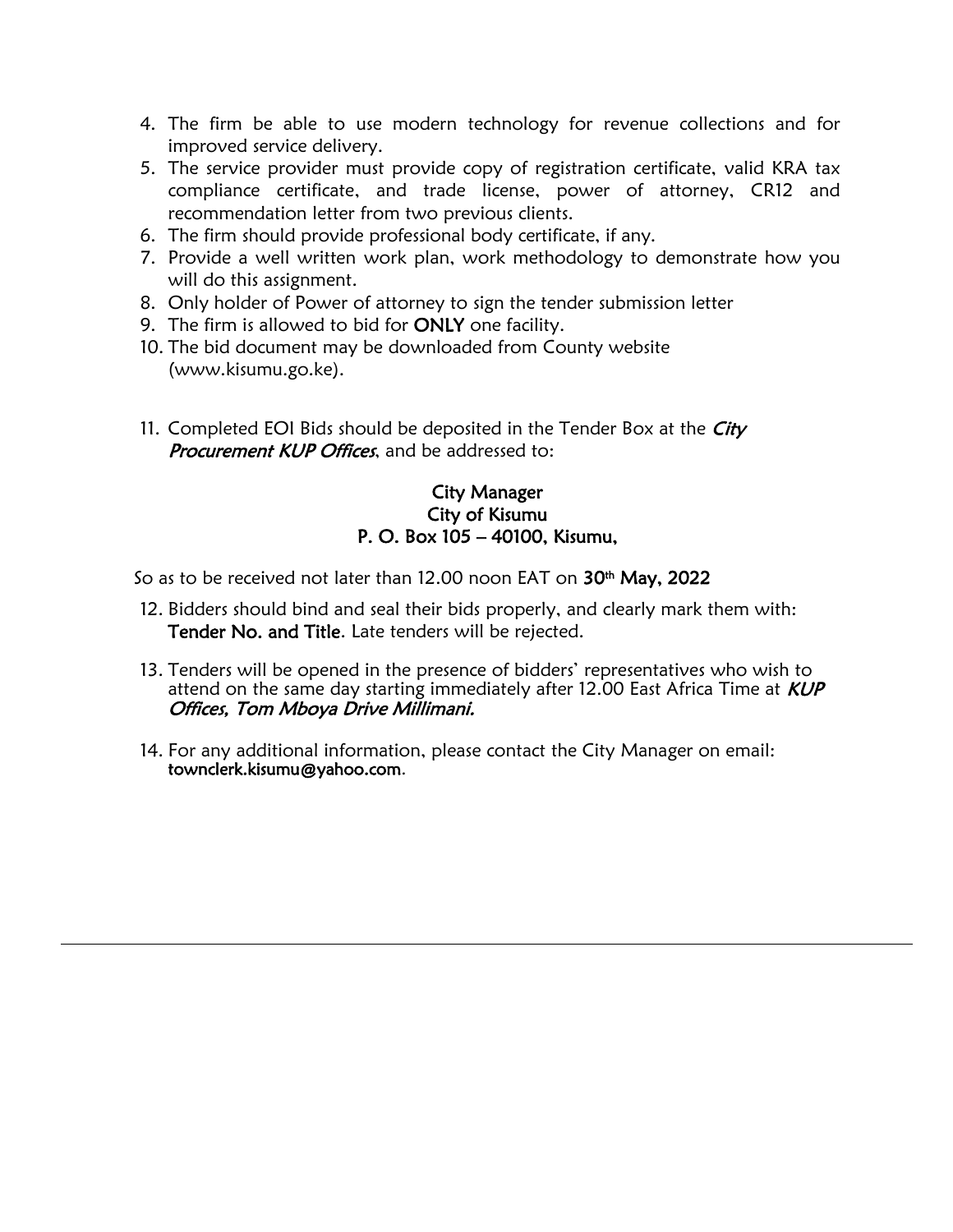4. The firm be able to use modern technology for revenue collections and for improved service delivery.
5. The service provider must provide copy of registration certificate, valid KRA tax compliance certificate, and trade license, power of attorney, CR12 and recommendation letter from two previous clients.
6. The firm should provide professional body certificate, if any.
7. Provide a well written work plan, work methodology to demonstrate how you will do this assignment.
8. Only holder of Power of attorney to sign the tender submission letter
9. The firm is allowed to bid for **ONLY** one facility.
10. The bid document may be downloaded from County website (www.kisumu.go.ke).
11. Completed EOI Bids should be deposited in the Tender Box at the ***City Procurement KUP Offices***, and be addressed to:

**City Manager**
**City of Kisumu**
**P. O. Box 105 – 40100, Kisumu,**

So as to be received not later than 12.00 noon EAT on **30th May, 2022**

12. Bidders should bind and seal their bids properly, and clearly mark them with: **Tender No. and Title**. Late tenders will be rejected.
13. Tenders will be opened in the presence of bidders' representatives who wish to attend on the same day starting immediately after 12.00 East Africa Time at ***KUP Offices, Tom Mboya Drive Millimani.***
14. For any additional information, please contact the City Manager on email: townclerk.kisumu@yahoo.com.